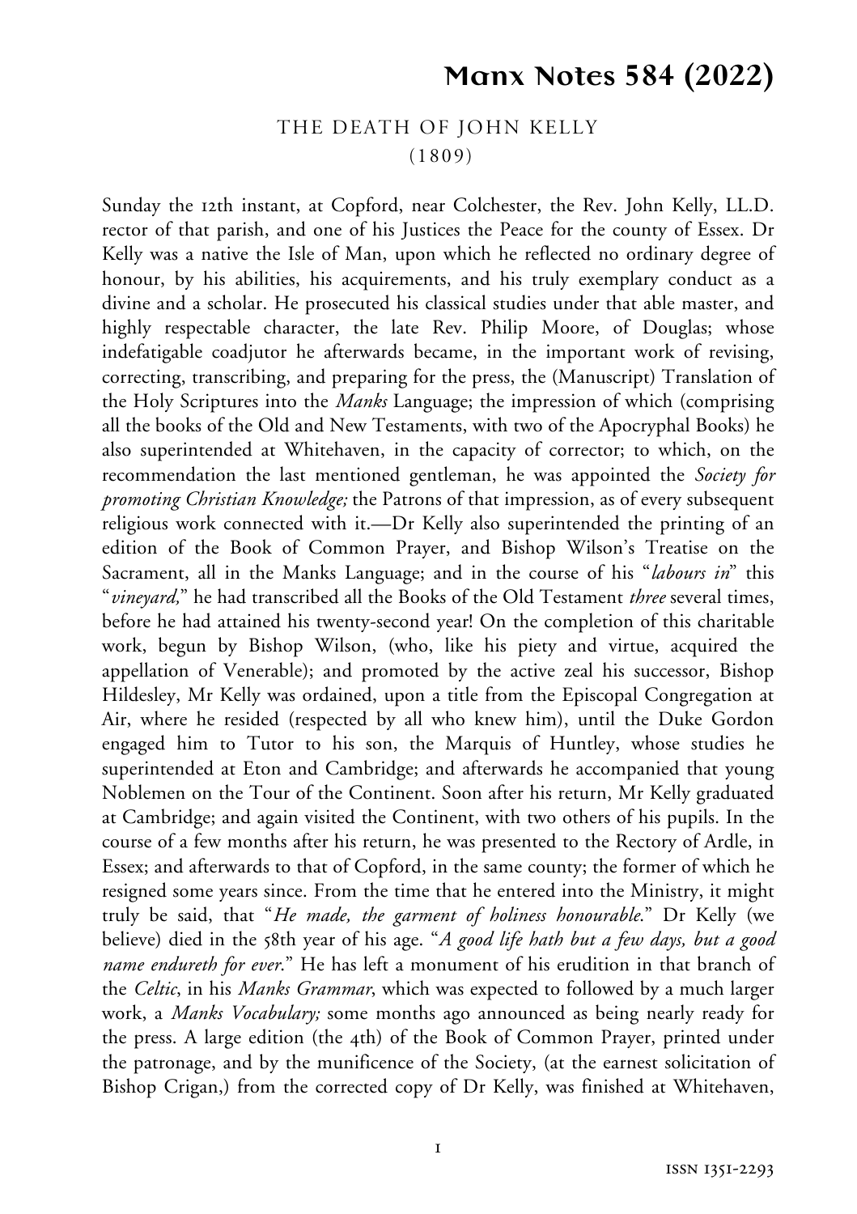# Manx Notes 584 (2022)

## THE DEATH OF JOHN KELLY (1809)

Sunday the 12th instant, at Copford, near Colchester, the Rev. John Kelly, LL.D. rector of that parish, and one of his Justices the Peace for the county of Essex. Dr Kelly was a native the Isle of Man, upon which he reflected no ordinary degree of honour, by his abilities, his acquirements, and his truly exemplary conduct as a divine and a scholar. He prosecuted his classical studies under that able master, and highly respectable character, the late Rev. Philip Moore, of Douglas; whose indefatigable coadjutor he afterwards became, in the important work of revising, correcting, transcribing, and preparing for the press, the (Manuscript) Translation of the Holy Scriptures into the *Manks* Language; the impression of which (comprising all the books of the Old and New Testaments, with two of the Apocryphal Books) he also superintended at Whitehaven, in the capacity of corrector; to which, on the recommendation the last mentioned gentleman, he was appointed the *Society for promoting Christian Knowledge;* the Patrons of that impression, as of every subsequent religious work connected with it.—Dr Kelly also superintended the printing of an edition of the Book of Common Prayer, and Bishop Wilson's Treatise on the Sacrament, all in the Manks Language; and in the course of his "*labours in*" this "*vineyard,*" he had transcribed all the Books of the Old Testament *three* several times, before he had attained his twenty-second year! On the completion of this charitable work, begun by Bishop Wilson, (who, like his piety and virtue, acquired the appellation of Venerable); and promoted by the active zeal his successor, Bishop Hildesley, Mr Kelly was ordained, upon a title from the Episcopal Congregation at Air, where he resided (respected by all who knew him), until the Duke Gordon engaged him to Tutor to his son, the Marquis of Huntley, whose studies he superintended at Eton and Cambridge; and afterwards he accompanied that young Noblemen on the Tour of the Continent. Soon after his return, Mr Kelly graduated at Cambridge; and again visited the Continent, with two others of his pupils. In the course of a few months after his return, he was presented to the Rectory of Ardle, in Essex; and afterwards to that of Copford, in the same county; the former of which he resigned some years since. From the time that he entered into the Ministry, it might truly be said, that "*He made, the garment of holiness honourable.*" Dr Kelly (we believe) died in the 58th year of his age. "*A good life hath but a few days, but a good name endureth for ever.*" He has left a monument of his erudition in that branch of the *Celtic*, in his *Manks Grammar*, which was expected to followed by a much larger work, a *Manks Vocabulary;* some months ago announced as being nearly ready for the press. A large edition (the 4th) of the Book of Common Prayer, printed under the patronage, and by the munificence of the Society, (at the earnest solicitation of Bishop Crigan,) from the corrected copy of Dr Kelly, was finished at Whitehaven,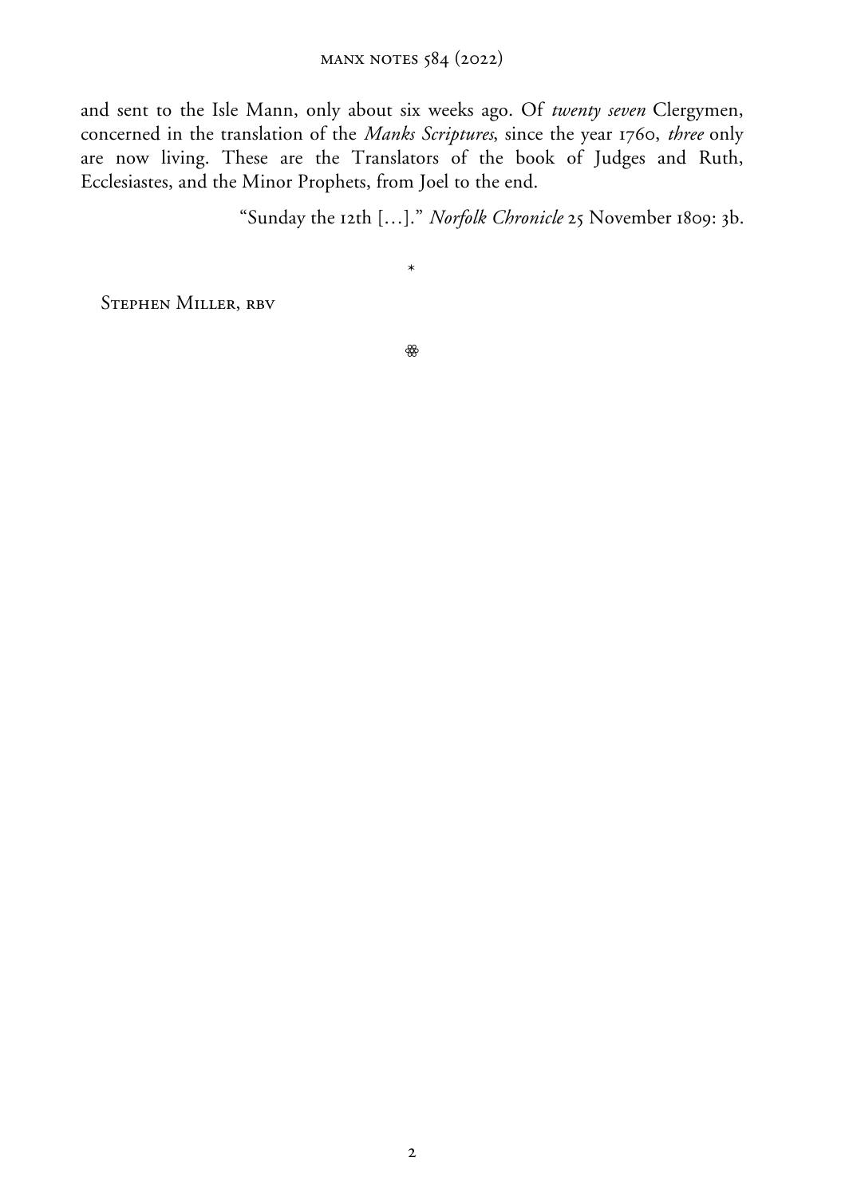and sent to the Isle Mann, only about six weeks ago. Of *twenty seven* Clergymen, concerned in the translation of the *Manks Scriptures*, since the year 1760, *three* only are now living. These are the Translators of the book of Judges and Ruth, Ecclesiastes, and the Minor Prophets, from Joel to the end.

"Sunday the 12th […]." *Norfolk Chronicle* 25 November 1809: 3b.

*

Stephen Miller, RBV

❀